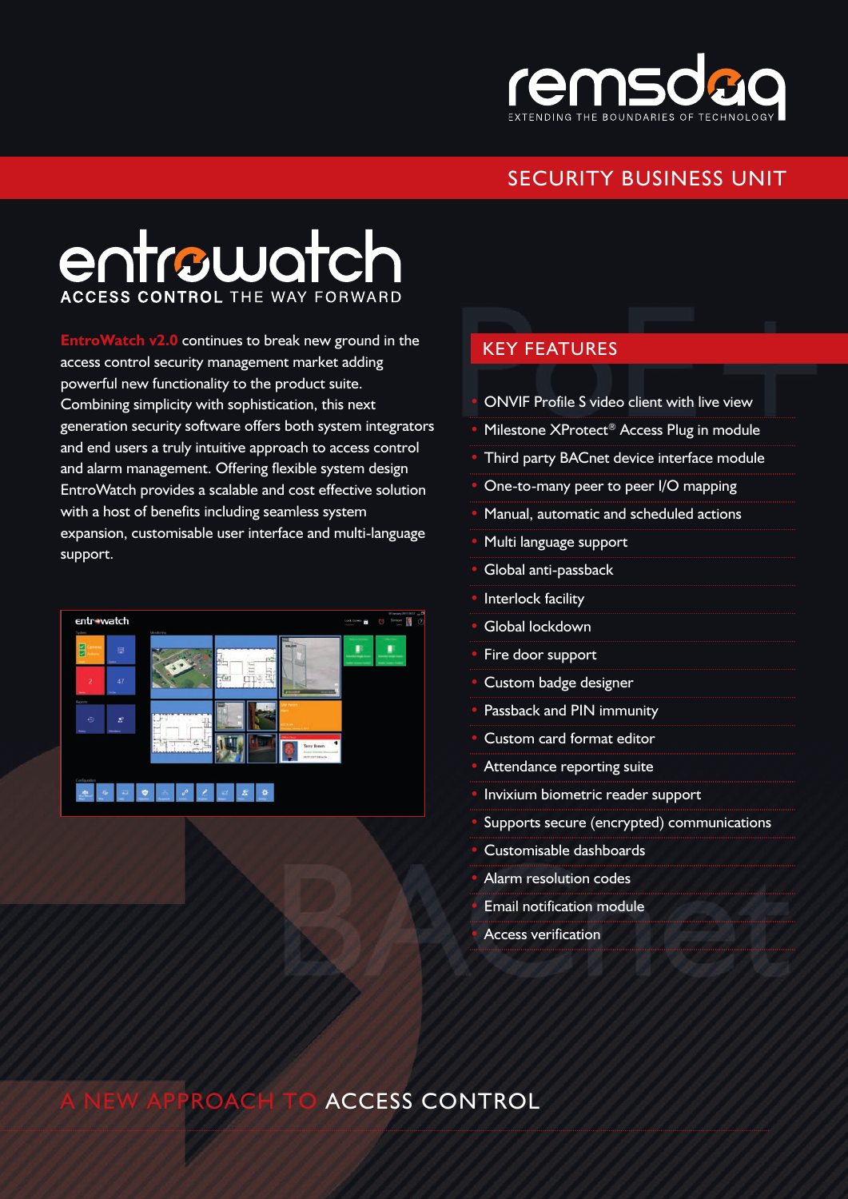remsdaq

EXTENDING THE BOUNDARIES OF TECHNOLOGY

SECURITY BUSINESS UNIT

# entrowatch

ACCESS CONTROL THE WAY FORWARD

**EntroWatch v2.0** continues to break new ground in the access control security management market adding powerful new functionality to the product suite. Combining simplicity with sophistication, this next generation security software offers both system integrators and end users a truly intuitive approach to access control and alarm management. Offering flexible system design EntroWatch provides a scalable and cost effective solution with a host of benefits including seamless system expansion, customisable user interface and multi-language support.

## KEY FEATURES

- ONVIF Profile S video client with live view
- Milestone XProtect® Access Plug in module
- Third party BACnet device interface module
- One-to-many peer to peer I/O mapping
- Manual, automatic and scheduled actions
- Multi language support
- Global anti-passback
- Interlock facility
- Global lockdown
- Fire door support
- Custom badge designer
- Passback and PIN immunity
- Custom card format editor
- Attendance reporting suite
- Invixium biometric reader support
- Supports secure (encrypted) communications
- Customisable dashboards
- Alarm resolution codes
- Email notification module
- Access verification

A NEW APPROACH TO ACCESS CONTROL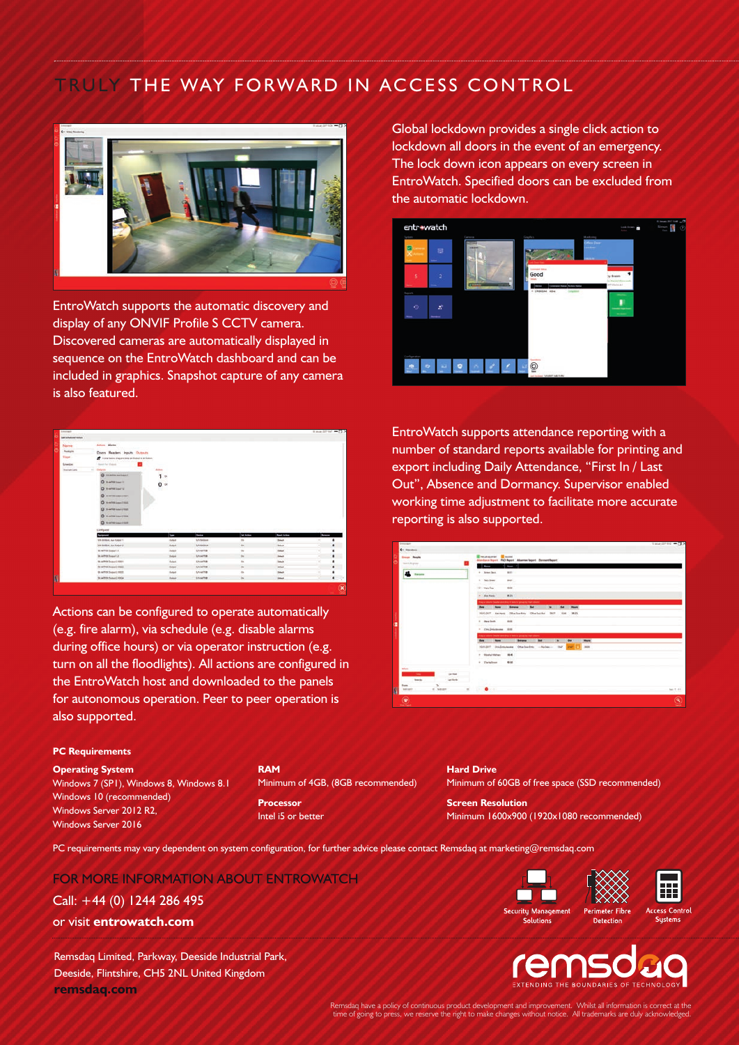# TRULY THE WAY FORWARD IN ACCESS CONTROL

EntroWatch supports the automatic discovery and display of any ONVIF Profile S CCTV camera. Discovered cameras are automatically displayed in sequence on the EntroWatch dashboard and can be included in graphics. Snapshot capture of any camera is also featured.

Global lockdown provides a single click action to lockdown all doors in the event of an emergency. The lock down icon appears on every screen in EntroWatch. Specified doors can be excluded from the automatic lockdown.

Actions can be configured to operate automatically (e.g. fire alarm), via schedule (e.g. disable alarms during office hours) or via operator instruction (e.g. turn on all the floodlights). All actions are configured in the EntroWatch host and downloaded to the panels for autonomous operation. Peer to peer operation is also supported.

EntroWatch supports attendance reporting with a number of standard reports available for printing and export including Daily Attendance, "First In / Last Out", Absence and Dormancy. Supervisor enabled working time adjustment to facilitate more accurate reporting is also supported.

**PC Requirements**

**Operating System**
Windows 7 (SP1), Windows 8, Windows 8.1
Windows 10 (recommended)
Windows Server 2012 R2,
Windows Server 2016

**RAM**
Minimum of 4GB, (8GB recommended)

**Processor**
Intel i5 or better

**Hard Drive**
Minimum of 60GB of free space (SSD recommended)

**Screen Resolution**
Minimum 1600x900 (1920x1080 recommended)

PC requirements may vary dependent on system configuration, for further advice please contact Remsdaq at marketing@remsdaq.com

## FOR MORE INFORMATION ABOUT ENTROWATCH

Call: +44 (0) 1244 286 495

or visit **entrowatch.com**

Security Management Solutions

Perimeter Fibre Detection

Access Control Systems

Remsdaq Limited, Parkway, Deeside Industrial Park,
Deeside, Flintshire, CH5 2NL United Kingdom
**remsdaq.com**

remsdaq
EXTENDING THE BOUNDARIES OF TECHNOLOGY

Remsdaq have a policy of continuous product development and improvement. Whilst all information is correct at the time of going to press, we reserve the right to make changes without notice. All trademarks are duly acknowledged.